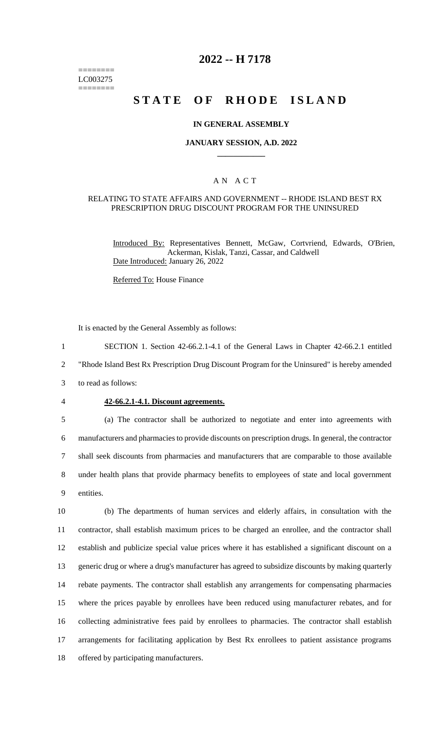========
LC003275
========

# 2022 -- H 7178

# STATE OF RHODE ISLAND

**IN GENERAL ASSEMBLY**

**JANUARY SESSION, A.D. 2022**

____________

A N A C T

RELATING TO STATE AFFAIRS AND GOVERNMENT -- RHODE ISLAND BEST RX PRESCRIPTION DRUG DISCOUNT PROGRAM FOR THE UNINSURED

Introduced By: Representatives Bennett, McGaw, Cortvriend, Edwards, O'Brien, Ackerman, Kislak, Tanzi, Cassar, and Caldwell

Date Introduced: January 26, 2022

Referred To: House Finance

It is enacted by the General Assembly as follows:

1 SECTION 1. Section 42-66.2.1-4.1 of the General Laws in Chapter 42-66.2.1 entitled
2 "Rhode Island Best Rx Prescription Drug Discount Program for the Uninsured" is hereby amended
3 to read as follows:

4 **42-66.2.1-4.1. Discount agreements.**

5 (a) The contractor shall be authorized to negotiate and enter into agreements with
6 manufacturers and pharmacies to provide discounts on prescription drugs. In general, the contractor
7 shall seek discounts from pharmacies and manufacturers that are comparable to those available
8 under health plans that provide pharmacy benefits to employees of state and local government
9 entities.

10 (b) The departments of human services and elderly affairs, in consultation with the
11 contractor, shall establish maximum prices to be charged an enrollee, and the contractor shall
12 establish and publicize special value prices where it has established a significant discount on a
13 generic drug or where a drug's manufacturer has agreed to subsidize discounts by making quarterly
14 rebate payments. The contractor shall establish any arrangements for compensating pharmacies
15 where the prices payable by enrollees have been reduced using manufacturer rebates, and for
16 collecting administrative fees paid by enrollees to pharmacies. The contractor shall establish
17 arrangements for facilitating application by Best Rx enrollees to patient assistance programs
18 offered by participating manufacturers.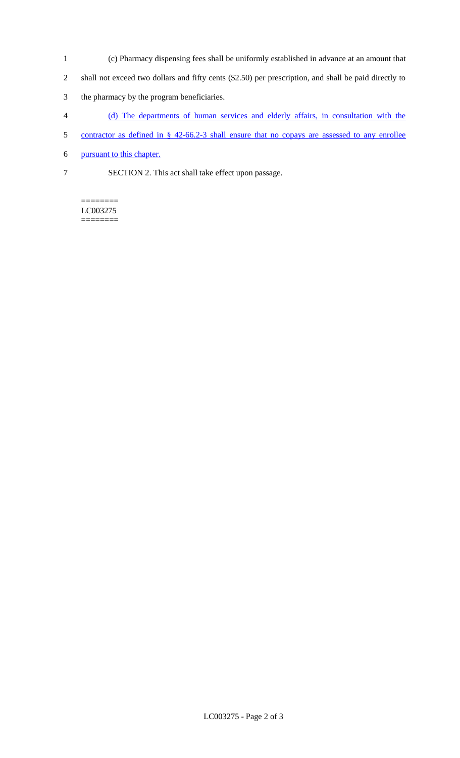(c) Pharmacy dispensing fees shall be uniformly established in advance at an amount that shall not exceed two dollars and fifty cents ($2.50) per prescription, and shall be paid directly to the pharmacy by the program beneficiaries.

(d) The departments of human services and elderly affairs, in consultation with the contractor as defined in § 42-66.2-3 shall ensure that no copays are assessed to any enrollee pursuant to this chapter.

SECTION 2. This act shall take effect upon passage.

========
LC003275
========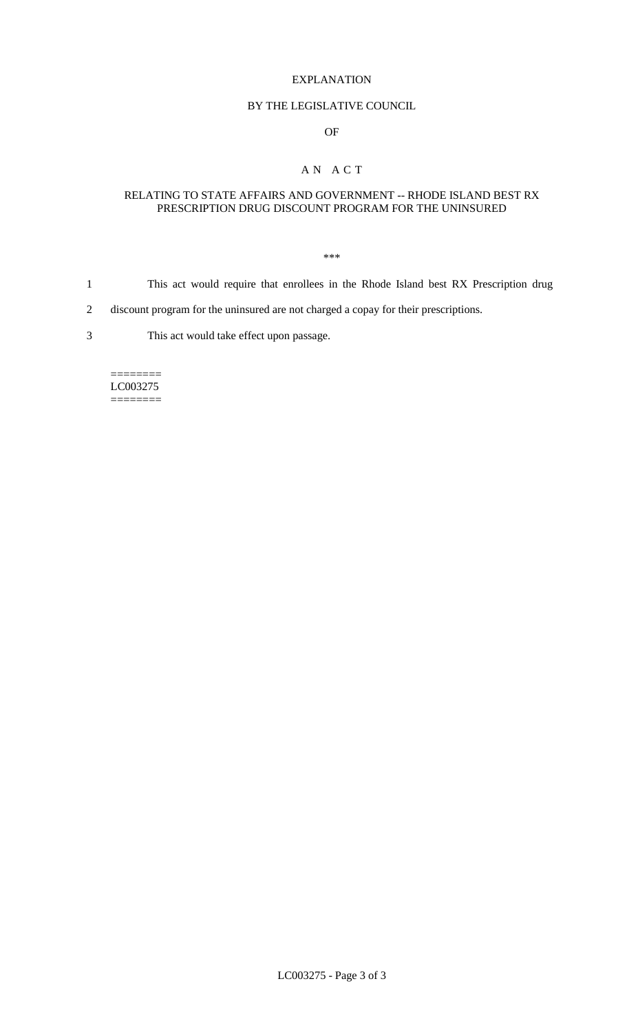EXPLANATION

BY THE LEGISLATIVE COUNCIL

OF

A N A C T

RELATING TO STATE AFFAIRS AND GOVERNMENT -- RHODE ISLAND BEST RX PRESCRIPTION DRUG DISCOUNT PROGRAM FOR THE UNINSURED

***

1 This act would require that enrollees in the Rhode Island best RX Prescription drug
2 discount program for the uninsured are not charged a copay for their prescriptions.
3 This act would take effect upon passage.

========
LC003275
========